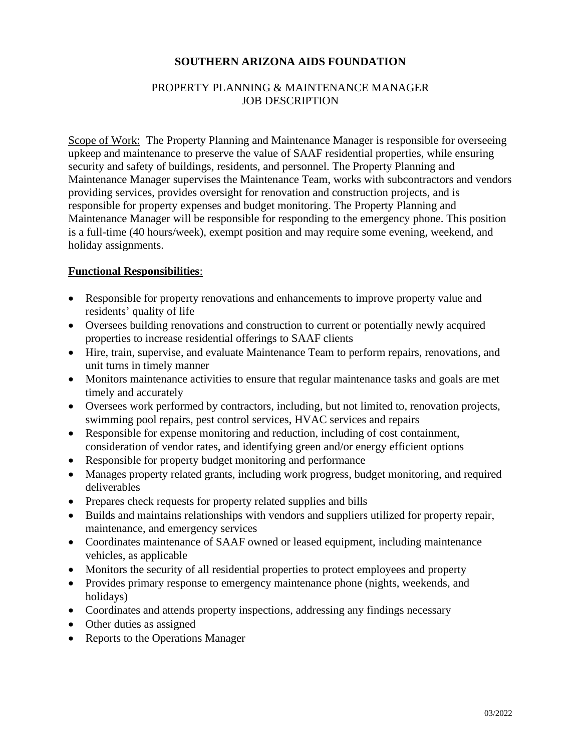# SOUTHERN ARIZONA AIDS FOUNDATION

## PROPERTY PLANNING & MAINTENANCE MANAGER JOB DESCRIPTION

Scope of Work: The Property Planning and Maintenance Manager is responsible for overseeing upkeep and maintenance to preserve the value of SAAF residential properties, while ensuring security and safety of buildings, residents, and personnel. The Property Planning and Maintenance Manager supervises the Maintenance Team, works with subcontractors and vendors providing services, provides oversight for renovation and construction projects, and is responsible for property expenses and budget monitoring. The Property Planning and Maintenance Manager will be responsible for responding to the emergency phone. This position is a full-time (40 hours/week), exempt position and may require some evening, weekend, and holiday assignments.

**Functional Responsibilities**:

- Responsible for property renovations and enhancements to improve property value and residents' quality of life
- Oversees building renovations and construction to current or potentially newly acquired properties to increase residential offerings to SAAF clients
- Hire, train, supervise, and evaluate Maintenance Team to perform repairs, renovations, and unit turns in timely manner
- Monitors maintenance activities to ensure that regular maintenance tasks and goals are met timely and accurately
- Oversees work performed by contractors, including, but not limited to, renovation projects, swimming pool repairs, pest control services, HVAC services and repairs
- Responsible for expense monitoring and reduction, including of cost containment, consideration of vendor rates, and identifying green and/or energy efficient options
- Responsible for property budget monitoring and performance
- Manages property related grants, including work progress, budget monitoring, and required deliverables
- Prepares check requests for property related supplies and bills
- Builds and maintains relationships with vendors and suppliers utilized for property repair, maintenance, and emergency services
- Coordinates maintenance of SAAF owned or leased equipment, including maintenance vehicles, as applicable
- Monitors the security of all residential properties to protect employees and property
- Provides primary response to emergency maintenance phone (nights, weekends, and holidays)
- Coordinates and attends property inspections, addressing any findings necessary
- Other duties as assigned
- Reports to the Operations Manager

03/2022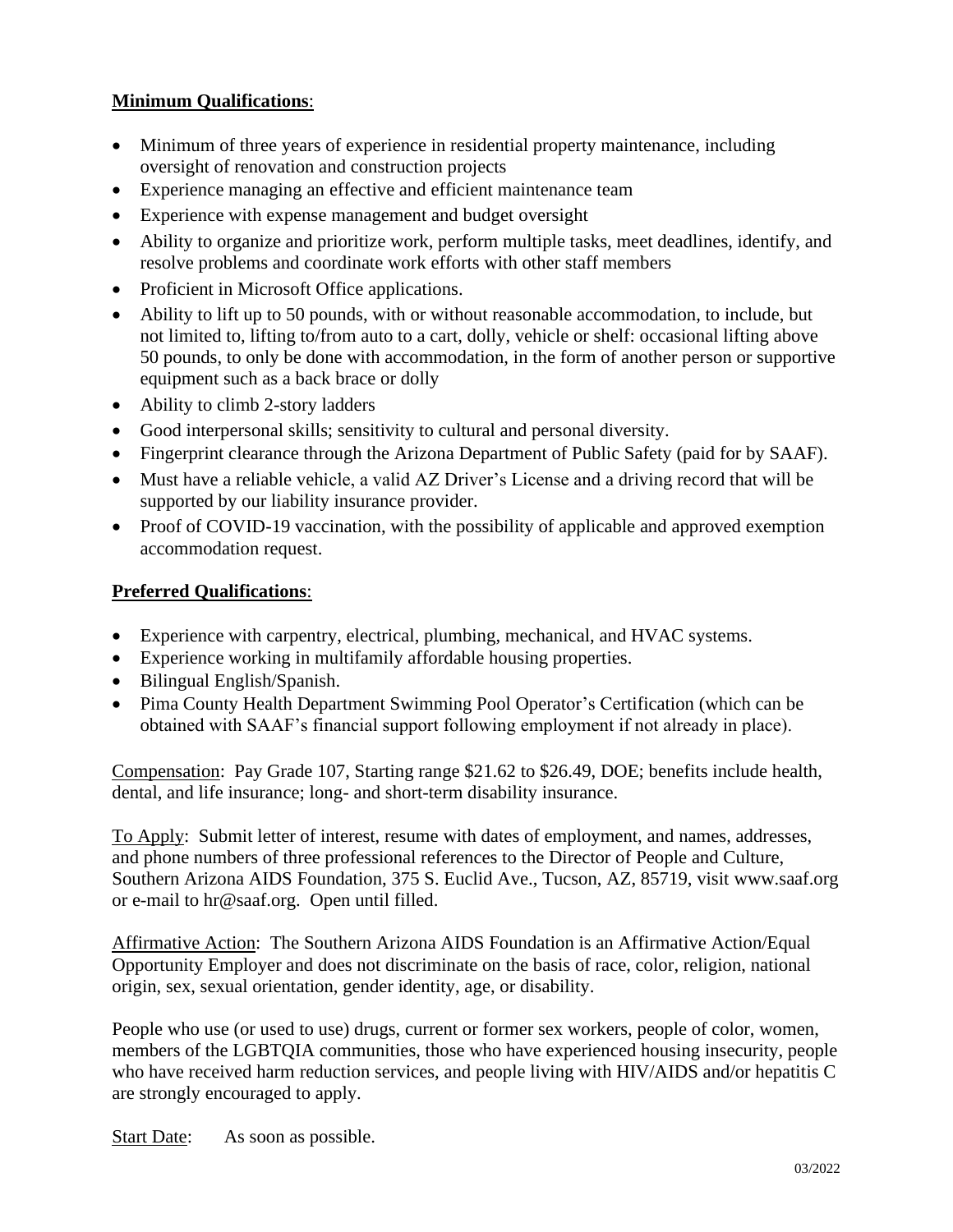**Minimum Qualifications**:

- Minimum of three years of experience in residential property maintenance, including oversight of renovation and construction projects
- Experience managing an effective and efficient maintenance team
- Experience with expense management and budget oversight
- Ability to organize and prioritize work, perform multiple tasks, meet deadlines, identify, and resolve problems and coordinate work efforts with other staff members
- Proficient in Microsoft Office applications.
- Ability to lift up to 50 pounds, with or without reasonable accommodation, to include, but not limited to, lifting to/from auto to a cart, dolly, vehicle or shelf: occasional lifting above 50 pounds, to only be done with accommodation, in the form of another person or supportive equipment such as a back brace or dolly
- Ability to climb 2-story ladders
- Good interpersonal skills; sensitivity to cultural and personal diversity.
- Fingerprint clearance through the Arizona Department of Public Safety (paid for by SAAF).
- Must have a reliable vehicle, a valid AZ Driver's License and a driving record that will be supported by our liability insurance provider.
- Proof of COVID-19 vaccination, with the possibility of applicable and approved exemption accommodation request.

**Preferred Qualifications**:

- Experience with carpentry, electrical, plumbing, mechanical, and HVAC systems.
- Experience working in multifamily affordable housing properties.
- Bilingual English/Spanish.
- Pima County Health Department Swimming Pool Operator's Certification (which can be obtained with SAAF's financial support following employment if not already in place).

Compensation: Pay Grade 107, Starting range $21.62 to $26.49, DOE; benefits include health, dental, and life insurance; long- and short-term disability insurance.

To Apply: Submit letter of interest, resume with dates of employment, and names, addresses, and phone numbers of three professional references to the Director of People and Culture, Southern Arizona AIDS Foundation, 375 S. Euclid Ave., Tucson, AZ, 85719, visit www.saaf.org or e-mail to hr@saaf.org. Open until filled.

Affirmative Action: The Southern Arizona AIDS Foundation is an Affirmative Action/Equal Opportunity Employer and does not discriminate on the basis of race, color, religion, national origin, sex, sexual orientation, gender identity, age, or disability.

People who use (or used to use) drugs, current or former sex workers, people of color, women, members of the LGBTQIA communities, those who have experienced housing insecurity, people who have received harm reduction services, and people living with HIV/AIDS and/or hepatitis C are strongly encouraged to apply.

Start Date: As soon as possible.

03/2022